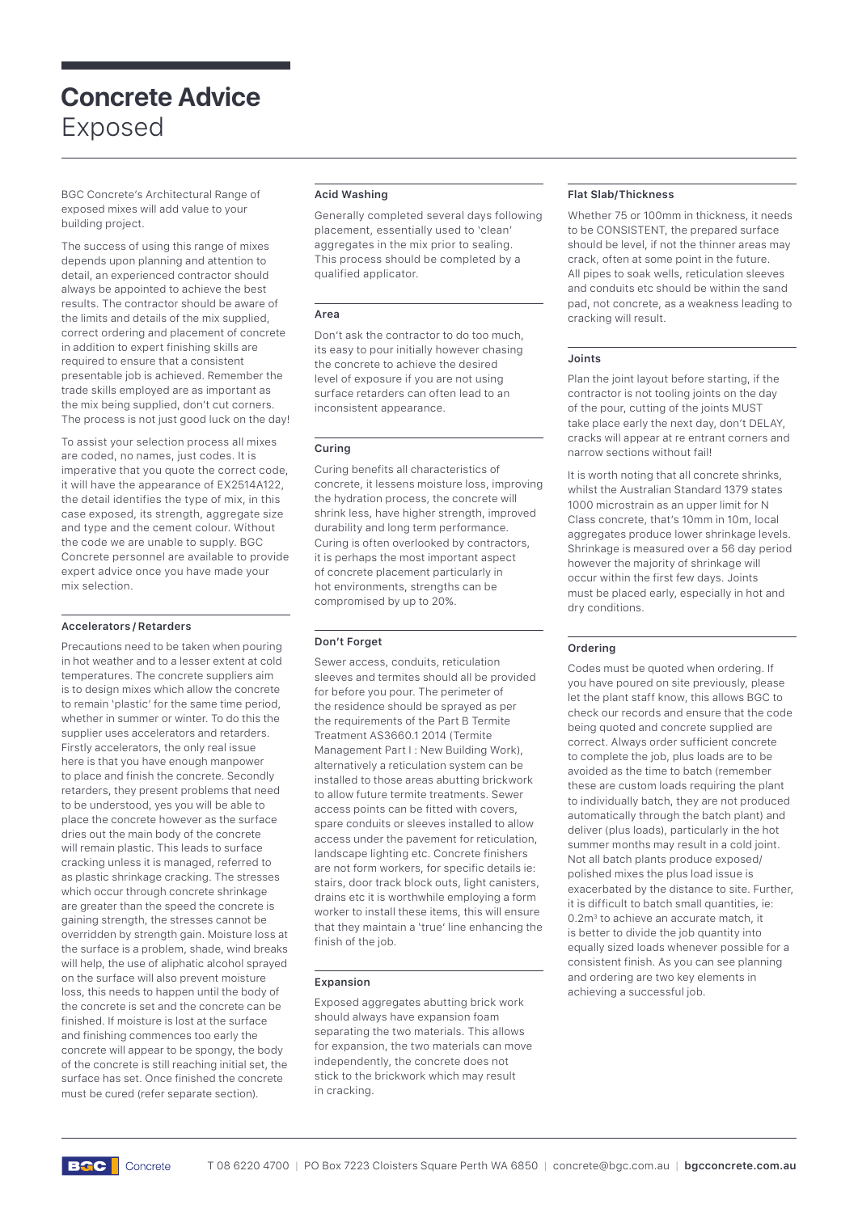# Concrete Advice
Exposed

BGC Concrete's Architectural Range of exposed mixes will add value to your building project.

The success of using this range of mixes depends upon planning and attention to detail, an experienced contractor should always be appointed to achieve the best results. The contractor should be aware of the limits and details of the mix supplied, correct ordering and placement of concrete in addition to expert finishing skills are required to ensure that a consistent presentable job is achieved. Remember the trade skills employed are as important as the mix being supplied, don't cut corners. The process is not just good luck on the day!

To assist your selection process all mixes are coded, no names, just codes. It is imperative that you quote the correct code, it will have the appearance of EX2514A122, the detail identifies the type of mix, in this case exposed, its strength, aggregate size and type and the cement colour. Without the code we are unable to supply. BGC Concrete personnel are available to provide expert advice once you have made your mix selection.

### Accelerators / Retarders

Precautions need to be taken when pouring in hot weather and to a lesser extent at cold temperatures. The concrete suppliers aim is to design mixes which allow the concrete to remain 'plastic' for the same time period, whether in summer or winter. To do this the supplier uses accelerators and retarders. Firstly accelerators, the only real issue here is that you have enough manpower to place and finish the concrete. Secondly retarders, they present problems that need to be understood, yes you will be able to place the concrete however as the surface dries out the main body of the concrete will remain plastic. This leads to surface cracking unless it is managed, referred to as plastic shrinkage cracking. The stresses which occur through concrete shrinkage are greater than the speed the concrete is gaining strength, the stresses cannot be overridden by strength gain. Moisture loss at the surface is a problem, shade, wind breaks will help, the use of aliphatic alcohol sprayed on the surface will also prevent moisture loss, this needs to happen until the body of the concrete is set and the concrete can be finished. If moisture is lost at the surface and finishing commences too early the concrete will appear to be spongy, the body of the concrete is still reaching initial set, the surface has set. Once finished the concrete must be cured (refer separate section).

### Acid Washing

Generally completed several days following placement, essentially used to 'clean' aggregates in the mix prior to sealing. This process should be completed by a qualified applicator.

### Area

Don't ask the contractor to do too much, its easy to pour initially however chasing the concrete to achieve the desired level of exposure if you are not using surface retarders can often lead to an inconsistent appearance.

### Curing

Curing benefits all characteristics of concrete, it lessens moisture loss, improving the hydration process, the concrete will shrink less, have higher strength, improved durability and long term performance. Curing is often overlooked by contractors, it is perhaps the most important aspect of concrete placement particularly in hot environments, strengths can be compromised by up to 20%.

### Don't Forget

Sewer access, conduits, reticulation sleeves and termites should all be provided for before you pour. The perimeter of the residence should be sprayed as per the requirements of the Part B Termite Treatment AS3660.1 2014 (Termite Management Part I : New Building Work), alternatively a reticulation system can be installed to those areas abutting brickwork to allow future termite treatments. Sewer access points can be fitted with covers, spare conduits or sleeves installed to allow access under the pavement for reticulation, landscape lighting etc. Concrete finishers are not form workers, for specific details ie: stairs, door track block outs, light canisters, drains etc it is worthwhile employing a form worker to install these items, this will ensure that they maintain a 'true' line enhancing the finish of the job.

### Expansion

Exposed aggregates abutting brick work should always have expansion foam separating the two materials. This allows for expansion, the two materials can move independently, the concrete does not stick to the brickwork which may result in cracking.

### Flat Slab/Thickness

Whether 75 or 100mm in thickness, it needs to be CONSISTENT, the prepared surface should be level, if not the thinner areas may crack, often at some point in the future. All pipes to soak wells, reticulation sleeves and conduits etc should be within the sand pad, not concrete, as a weakness leading to cracking will result.

### Joints

Plan the joint layout before starting, if the contractor is not tooling joints on the day of the pour, cutting of the joints MUST take place early the next day, don't DELAY, cracks will appear at re entrant corners and narrow sections without fail!

It is worth noting that all concrete shrinks, whilst the Australian Standard 1379 states 1000 microstrain as an upper limit for N Class concrete, that's 10mm in 10m, local aggregates produce lower shrinkage levels. Shrinkage is measured over a 56 day period however the majority of shrinkage will occur within the first few days. Joints must be placed early, especially in hot and dry conditions.

### Ordering

Codes must be quoted when ordering. If you have poured on site previously, please let the plant staff know, this allows BGC to check our records and ensure that the code being quoted and concrete supplied are correct. Always order sufficient concrete to complete the job, plus loads are to be avoided as the time to batch (remember these are custom loads requiring the plant to individually batch, they are not produced automatically through the batch plant) and deliver (plus loads), particularly in the hot summer months may result in a cold joint. Not all batch plants produce exposed/polished mixes the plus load issue is exacerbated by the distance to site. Further, it is difficult to batch small quantities, ie: $0.2m^3$ to achieve an accurate match, it is better to divide the job quantity into equally sized loads whenever possible for a consistent finish. As you can see planning and ordering are two key elements in achieving a successful job.

BGC Concrete | T 08 6220 4700 | PO Box 7223 Cloisters Square Perth WA 6850 | concrete@bgc.com.au | **bgcconcrete.com.au**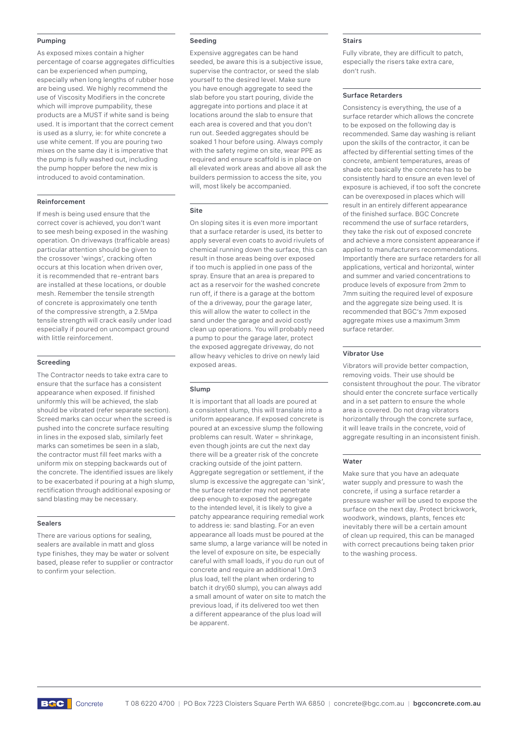## Pumping

As exposed mixes contain a higher percentage of coarse aggregates difficulties can be experienced when pumping, especially when long lengths of rubber hose are being used. We highly recommend the use of Viscosity Modifiers in the concrete which will improve pumpability, these products are a MUST if white sand is being used. It is important that the correct cement is used as a slurry, ie: for white concrete a use white cement. If you are pouring two mixes on the same day it is imperative that the pump is fully washed out, including the pump hopper before the new mix is introduced to avoid contamination.

## Reinforcement

If mesh is being used ensure that the correct cover is achieved, you don't want to see mesh being exposed in the washing operation. On driveways (trafficable areas) particular attention should be given to the crossover 'wings', cracking often occurs at this location when driven over, it is recommended that re-entrant bars are installed at these locations, or double mesh. Remember the tensile strength of concrete is approximately one tenth of the compressive strength, a 2.5Mpa tensile strength will crack easily under load especially if poured on uncompact ground with little reinforcement.

## Screeding

The Contractor needs to take extra care to ensure that the surface has a consistent appearance when exposed. If finished uniformly this will be achieved, the slab should be vibrated (refer separate section). Screed marks can occur when the screed is pushed into the concrete surface resulting in lines in the exposed slab, similarly feet marks can sometimes be seen in a slab, the contractor must fill feet marks with a uniform mix on stepping backwards out of the concrete. The identified issues are likely to be exacerbated if pouring at a high slump, rectification through additional exposing or sand blasting may be necessary.

## Sealers

There are various options for sealing, sealers are available in matt and gloss type finishes, they may be water or solvent based, please refer to supplier or contractor to confirm your selection.

## Seeding

Expensive aggregates can be hand seeded, be aware this is a subjective issue, supervise the contractor, or seed the slab yourself to the desired level. Make sure you have enough aggregate to seed the slab before you start pouring, divide the aggregate into portions and place it at locations around the slab to ensure that each area is covered and that you don't run out. Seeded aggregates should be soaked 1 hour before using. Always comply with the safety regime on site, wear PPE as required and ensure scaffold is in place on all elevated work areas and above all ask the builders permission to access the site, you will, most likely be accompanied.

## Site

On sloping sites it is even more important that a surface retarder is used, its better to apply several even coats to avoid rivulets of chemical running down the surface, this can result in those areas being over exposed if too much is applied in one pass of the spray. Ensure that an area is prepared to act as a reservoir for the washed concrete run off, if there is a garage at the bottom of the a driveway, pour the garage later, this will allow the water to collect in the sand under the garage and avoid costly clean up operations. You will probably need a pump to pour the garage later, protect the exposed aggregate driveway, do not allow heavy vehicles to drive on newly laid exposed areas.

## Slump

It is important that all loads are poured at a consistent slump, this will translate into a uniform appearance. If exposed concrete is poured at an excessive slump the following problems can result. Water = shrinkage, even though joints are cut the next day there will be a greater risk of the concrete cracking outside of the joint pattern. Aggregate segregation or settlement, if the slump is excessive the aggregate can 'sink', the surface retarder may not penetrate deep enough to exposed the aggregate to the intended level, it is likely to give a patchy appearance requiring remedial work to address ie: sand blasting. For an even appearance all loads must be poured at the same slump, a large variance will be noted in the level of exposure on site, be especially careful with small loads, if you do run out of concrete and require an additional 1.0m3 plus load, tell the plant when ordering to batch it dry(60 slump), you can always add a small amount of water on site to match the previous load, if its delivered too wet then a different appearance of the plus load will be apparent.

## Stairs

Fully vibrate, they are difficult to patch, especially the risers take extra care, don't rush.

## Surface Retarders

Consistency is everything, the use of a surface retarder which allows the concrete to be exposed on the following day is recommended. Same day washing is reliant upon the skills of the contractor, it can be affected by differential setting times of the concrete, ambient temperatures, areas of shade etc basically the concrete has to be consistently hard to ensure an even level of exposure is achieved, if too soft the concrete can be overexposed in places which will result in an entirely different appearance of the finished surface. BGC Concrete recommend the use of surface retarders, they take the risk out of exposed concrete and achieve a more consistent appearance if applied to manufacturers recommendations. Importantly there are surface retarders for all applications, vertical and horizontal, winter and summer and varied concentrations to produce levels of exposure from 2mm to 7mm suiting the required level of exposure and the aggregate size being used. It is recommended that BGC's 7mm exposed aggregate mixes use a maximum 3mm surface retarder.

## Vibrator Use

Vibrators will provide better compaction, removing voids. Their use should be consistent throughout the pour. The vibrator should enter the concrete surface vertically and in a set pattern to ensure the whole area is covered. Do not drag vibrators horizontally through the concrete surface, it will leave trails in the concrete, void of aggregate resulting in an inconsistent finish.

## Water

Make sure that you have an adequate water supply and pressure to wash the concrete, if using a surface retarder a pressure washer will be used to expose the surface on the next day. Protect brickwork, woodwork, windows, plants, fences etc inevitably there will be a certain amount of clean up required, this can be managed with correct precautions being taken prior to the washing process.

BGC Concrete T 08 6220 4700 | PO Box 7223 Cloisters Square Perth WA 6850 | concrete@bgc.com.au | **bgcconcrete.com.au**